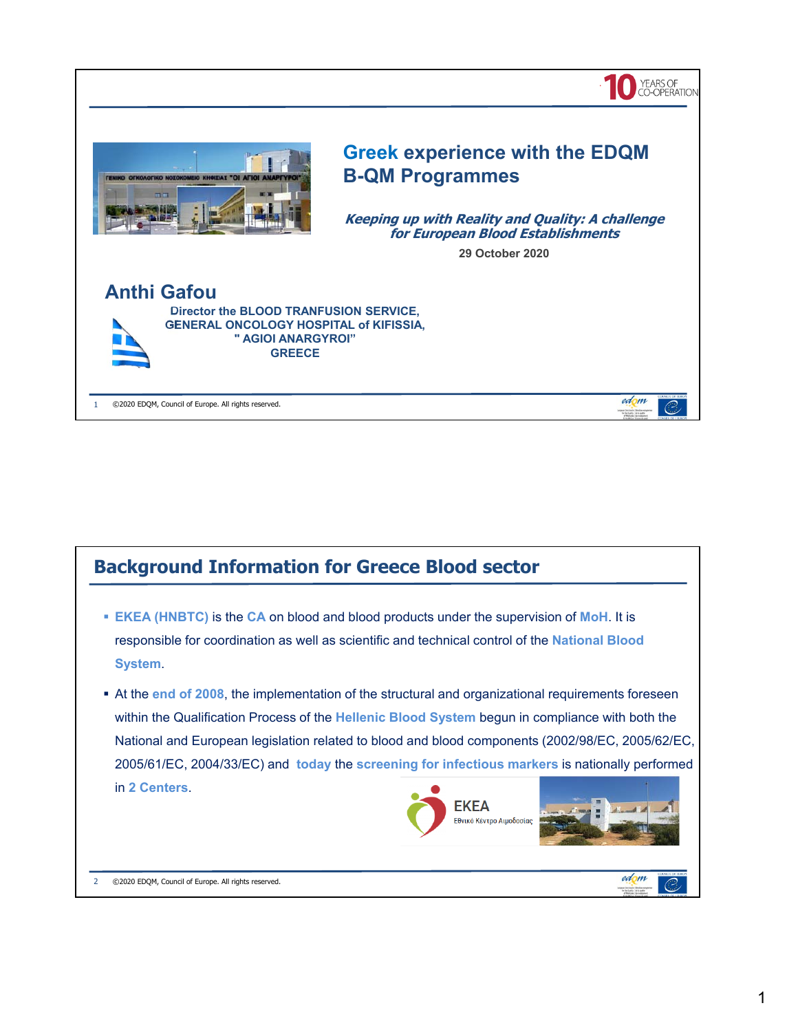10 YEARS OF CO-OPERATION

# Greek experience with the EDQM B-QM Programmes

***Keeping up with Reality and Quality: A challenge for European Blood Establishments***

**29 October 2020**

## Anthi Gafou

**Director the BLOOD TRANFUSION SERVICE, GENERAL ONCOLOGY HOSPITAL of KIFISSIA, " AGIOI ANARGYROI" GREECE**

©2020 EDQM, Council of Europe. All rights reserved.

## Background Information for Greece Blood sector

- **EKEA (HNBTC)** is the **CA** on blood and blood products under the supervision of **MoH**. It is responsible for coordination as well as scientific and technical control of the **National Blood System**.
- At the **end of 2008**, the implementation of the structural and organizational requirements foreseen within the Qualification Process of the **Hellenic Blood System** begun in compliance with both the National and European legislation related to blood and blood components (2002/98/EC, 2005/62/EC, 2005/61/EC, 2004/33/EC) and **today** the **screening for infectious markers** is nationally performed in **2 Centers**.

EKEA Εθνικό Κέντρο Αιμοδοσίας

©2020 EDQM, Council of Europe. All rights reserved.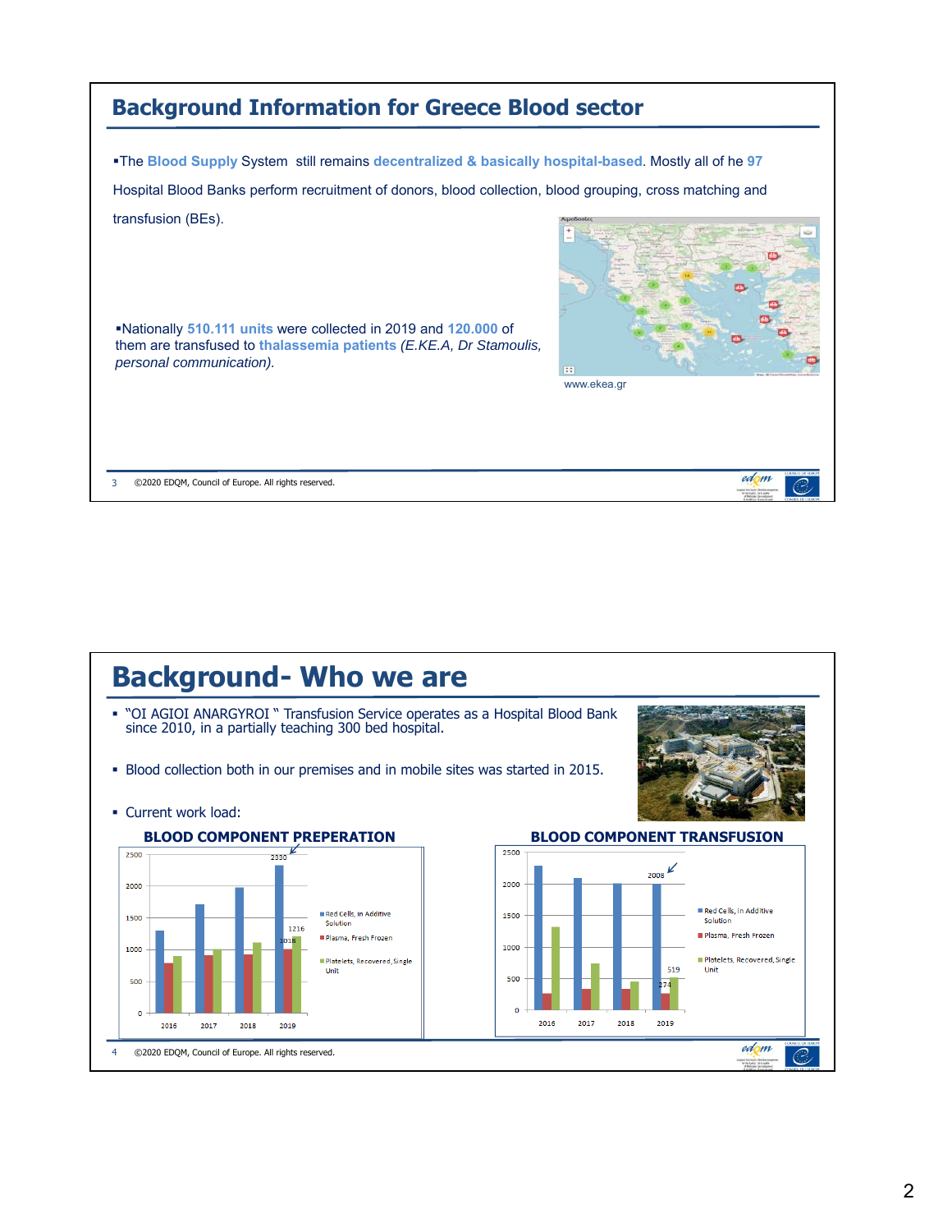## Background Information for Greece Blood sector

- The **Blood Supply** System still remains **decentralized & basically hospital-based**. Mostly all of he **97** Hospital Blood Banks perform recruitment of donors, blood collection, blood grouping, cross matching and transfusion (BEs).

www.ekea.gr

- Nationally **510.111 units** were collected in 2019 and **120.000** of them are transfused to **thalassemia patients** *(E.KE.A, Dr Stamoulis, personal communication).*

3 ©2020 EDQM, Council of Europe. All rights reserved.

## Background- Who we are

- "OI AGIOI ANARGYROI " Transfusion Service operates as a Hospital Blood Bank since 2010, in a partially teaching 300 bed hospital.
- Blood collection both in our premises and in mobile sites was started in 2015.
- Current work load:

**BLOOD COMPONENT PREPERATION**

| Year | Red Cells, In Additive Solution | Plasma, Fresh Frozen | Platelets, Recovered, Single Unit |
|---|---|---|---|
| 2016 | | | |
| 2017 | | | |
| 2018 | | | |
| 2019 | 2330 | 1018 | 1216 |

**BLOOD COMPONENT TRANSFUSION**

| Year | Red Cells, In Additive Solution | Plasma, Fresh Frozen | Platelets, Recovered, Single Unit |
|---|---|---|---|
| 2016 | | | |
| 2017 | | | |
| 2018 | | | |
| 2019 | 2008 | 274 | 519 |

4 ©2020 EDQM, Council of Europe. All rights reserved.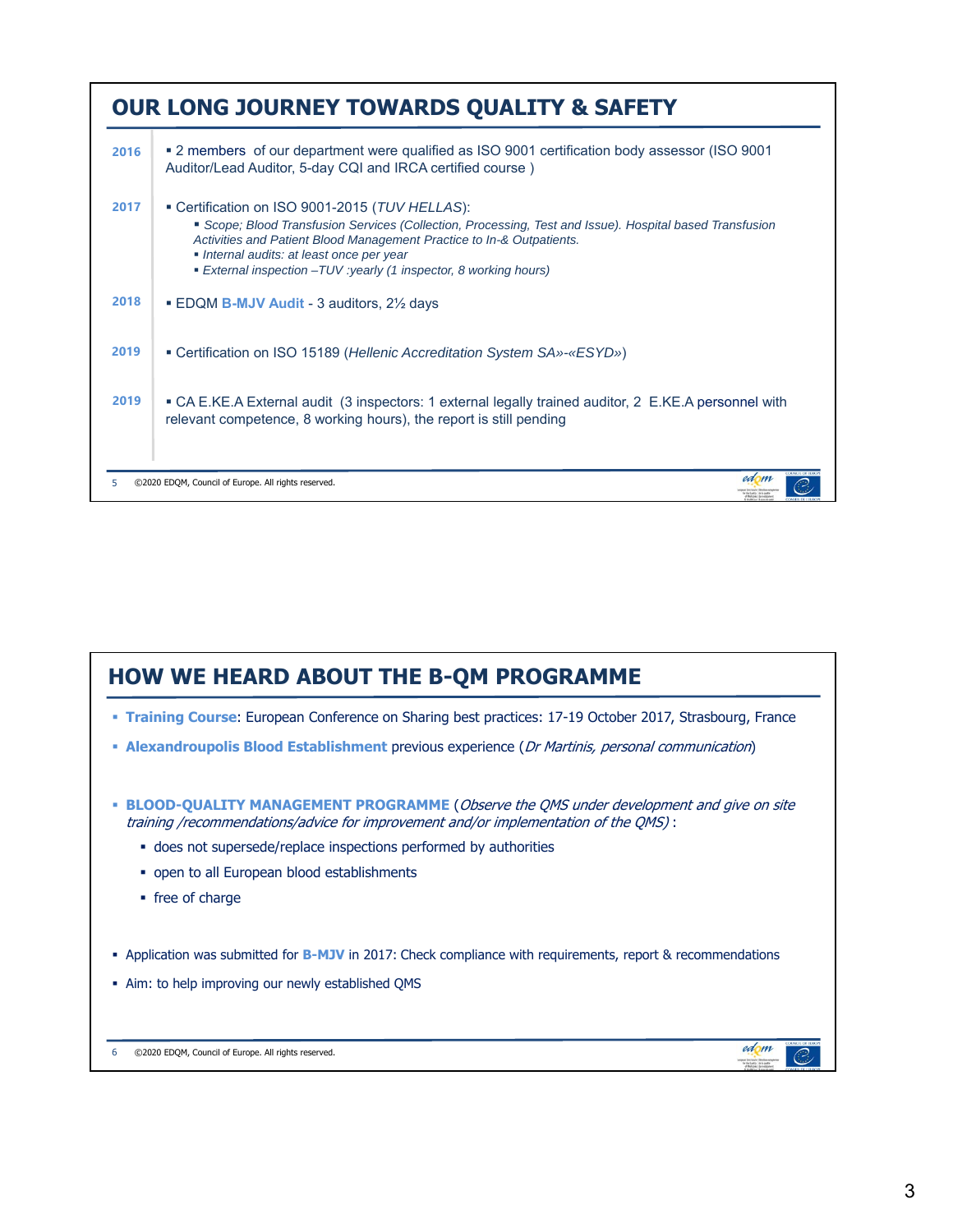## OUR LONG JOURNEY TOWARDS QUALITY & SAFETY

| Year | Event |
|---|---|
| 2016 | ▪ 2 members of our department were qualified as ISO 9001 certification body assessor (ISO 9001 Auditor/Lead Auditor, 5-day CQI and IRCA certified course ) |
| 2017 | ▪ Certification on ISO 9001-2015 (*TUV HELLAS*): ▪ *Scope; Blood Transfusion Services (Collection, Processing, Test and Issue). Hospital based Transfusion Activities and Patient Blood Management Practice to In-& Outpatients.* ▪ *Internal audits: at least once per year* ▪ *External inspection –TUV :yearly (1 inspector, 8 working hours)* |
| 2018 | ▪ EDQM **B-MJV Audit** - 3 auditors, 2½ days |
| 2019 | ▪ Certification on ISO 15189 (*Hellenic Accreditation System SA»-«ESYD»*) |
| 2019 | ▪ CA E.KE.A External audit (3 inspectors: 1 external legally trained auditor, 2 E.KE.A personnel with relevant competence, 8 working hours), the report is still pending |

©2020 EDQM, Council of Europe. All rights reserved.

## HOW WE HEARD ABOUT THE B-QM PROGRAMME

- **Training Course**: European Conference on Sharing best practices: 17-19 October 2017, Strasbourg, France
- **Alexandroupolis Blood Establishment** previous experience (*Dr Martinis, personal communication*)
- **BLOOD-QUALITY MANAGEMENT PROGRAMME** (*Observe the QMS under development and give on site training /recommendations/advice for improvement and/or implementation of the QMS)* :
  - does not supersede/replace inspections performed by authorities
  - open to all European blood establishments
  - free of charge
- Application was submitted for **B-MJV** in 2017: Check compliance with requirements, report & recommendations
- Aim: to help improving our newly established QMS

©2020 EDQM, Council of Europe. All rights reserved.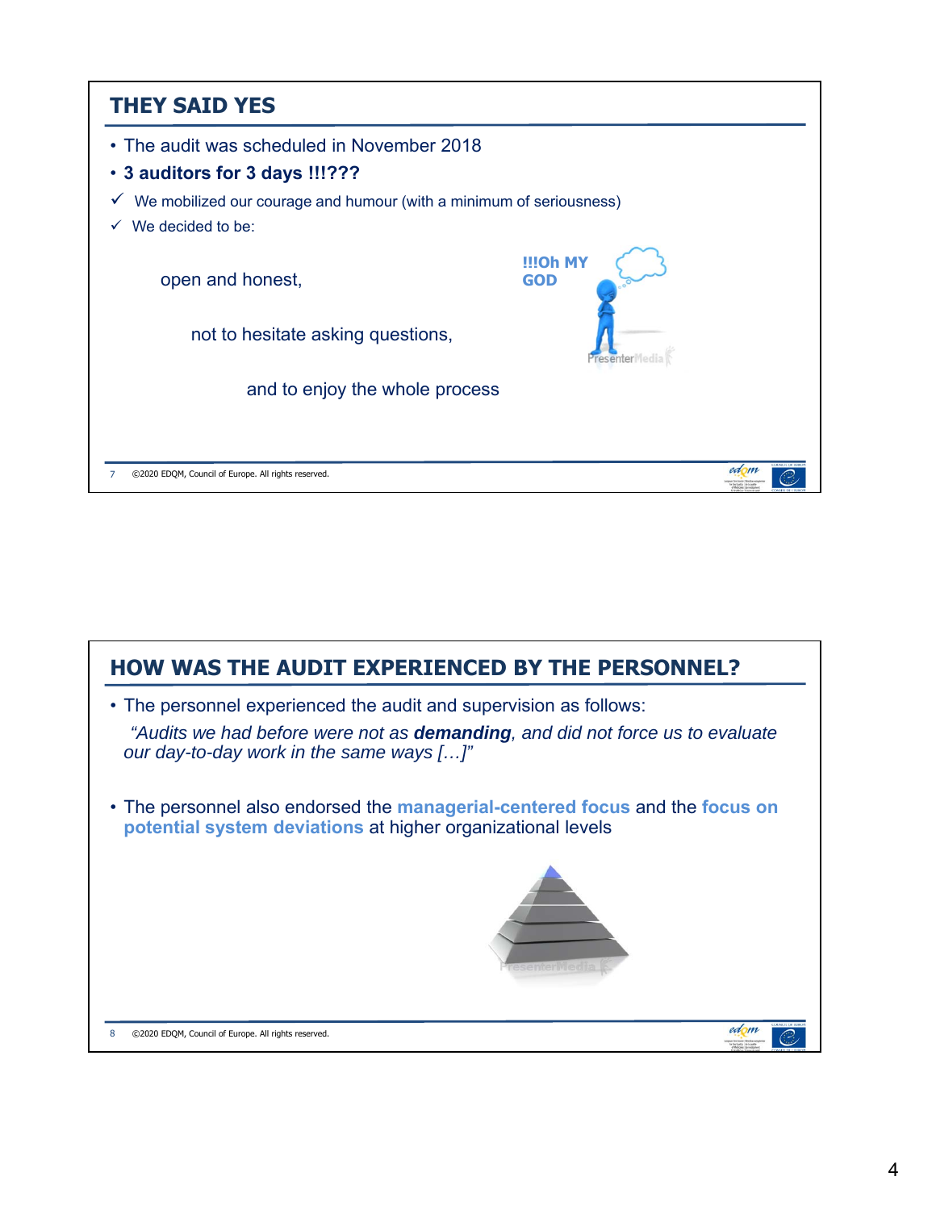## THEY SAID YES

- The audit was scheduled in November 2018
- **3 auditors for 3 days !!!???**

✓ We mobilized our courage and humour (with a minimum of seriousness)

✓ We decided to be:

open and honest,

not to hesitate asking questions,

and to enjoy the whole process

**!!!Oh MY GOD**

©2020 EDQM, Council of Europe. All rights reserved.

## HOW WAS THE AUDIT EXPERIENCED BY THE PERSONNEL?

- The personnel experienced the audit and supervision as follows:

  *"Audits we had before were not as **demanding**, and did not force us to evaluate our day-to-day work in the same ways […]"*

- The personnel also endorsed the **managerial-centered focus** and the **focus on potential system deviations** at higher organizational levels

©2020 EDQM, Council of Europe. All rights reserved.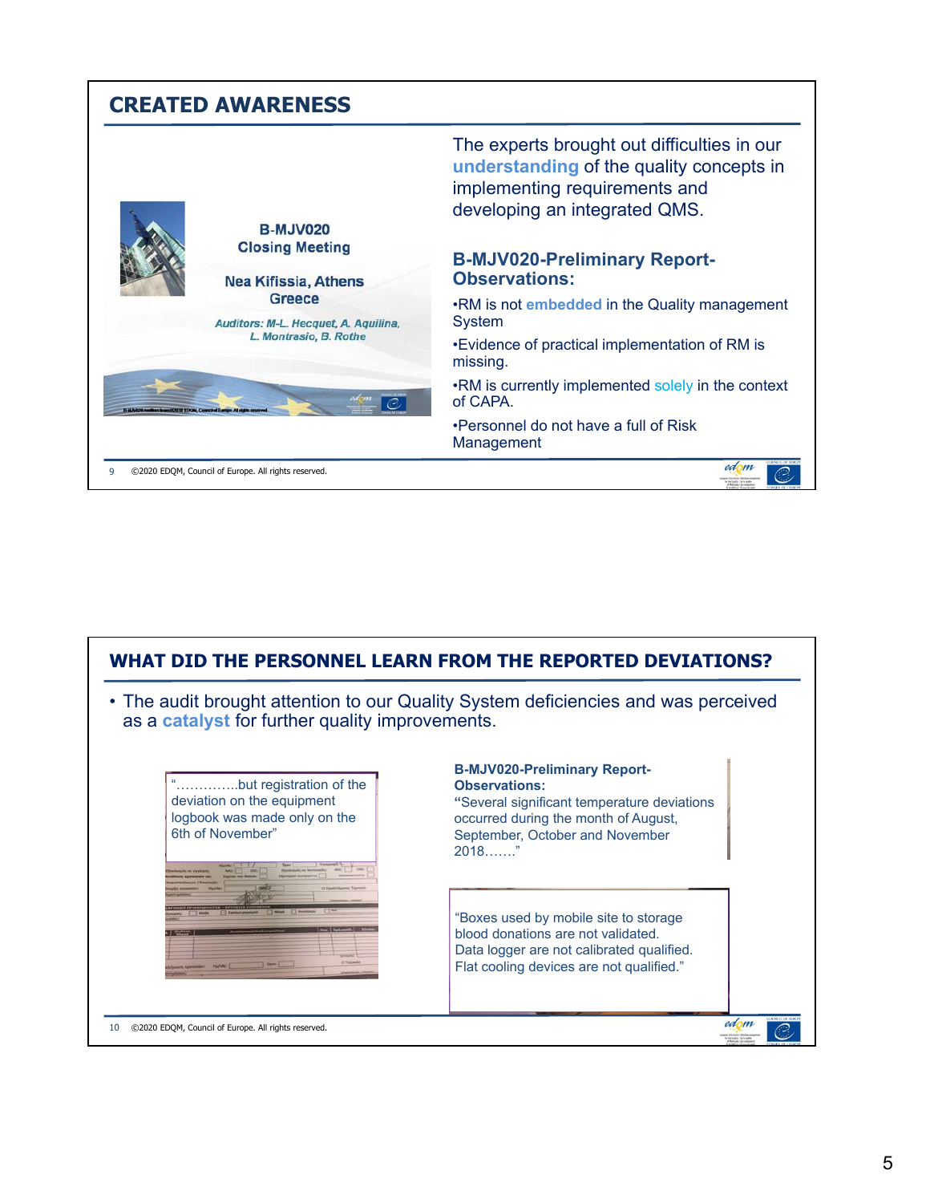## CREATED AWARENESS

B-MJV020
Closing Meeting

Nea Kifissia, Athens
Greece

*Auditors: M-L. Hecquet, A. Aquilina, L. Montrasio, B. Rothe*

The experts brought out difficulties in our **understanding** of the quality concepts in implementing requirements and developing an integrated QMS.

### B-MJV020-Preliminary Report-Observations:

- RM is not **embedded** in the Quality management System
- Evidence of practical implementation of RM is missing.
- RM is currently implemented solely in the context of CAPA.
- Personnel do not have a full of Risk Management

## WHAT DID THE PERSONNEL LEARN FROM THE REPORTED DEVIATIONS?

- The audit brought attention to our Quality System deficiencies and was perceived as a **catalyst** for further quality improvements.

"…………..but registration of the deviation on the equipment logbook was made only on the 6th of November"

**B-MJV020-Preliminary Report-Observations:**
"Several significant temperature deviations occurred during the month of August, September, October and November 2018……."

"Boxes used by mobile site to storage blood donations are not validated. Data logger are not calibrated qualified. Flat cooling devices are not qualified."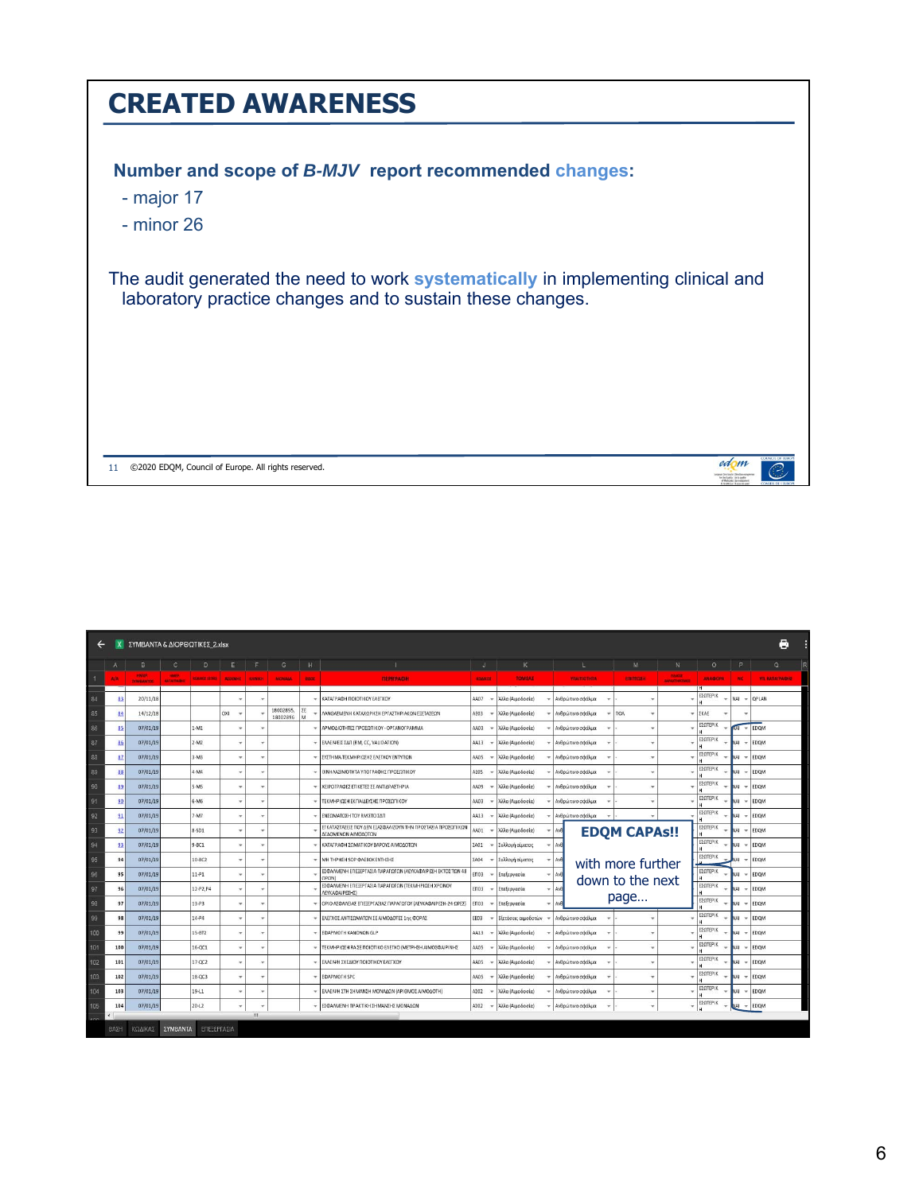# CREATED AWARENESS

**Number and scope of *B-MJV* report recommended changes:**

- major 17
- minor 26

The audit generated the need to work **systematically** in implementing clinical and laboratory practice changes and to sustain these changes.

©2020 EDQM, Council of Europe. All rights reserved.

ΣΥΜΒΑΝΤΑ & ΔΙΟΡΘΩΤΙΚΕΣ_2.xlsx

**EDQM CAPAs!!**

with more further down to the next page…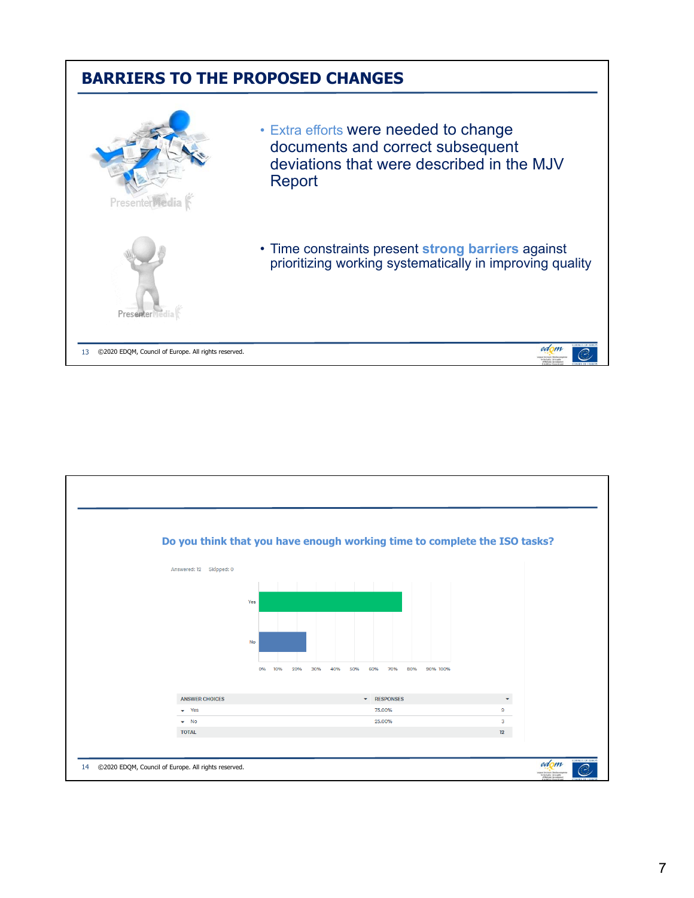## BARRIERS TO THE PROPOSED CHANGES

- Extra efforts were needed to change documents and correct subsequent deviations that were described in the MJV Report
- Time constraints present **strong barriers** against prioritizing working systematically in improving quality

### Do you think that you have enough working time to complete the ISO tasks?

Answered: 12 Skipped: 0

| ANSWER CHOICES | RESPONSES | |
|---|---|---|
| Yes | 75.00% | 9 |
| No | 25.00% | 3 |
| TOTAL | | 12 |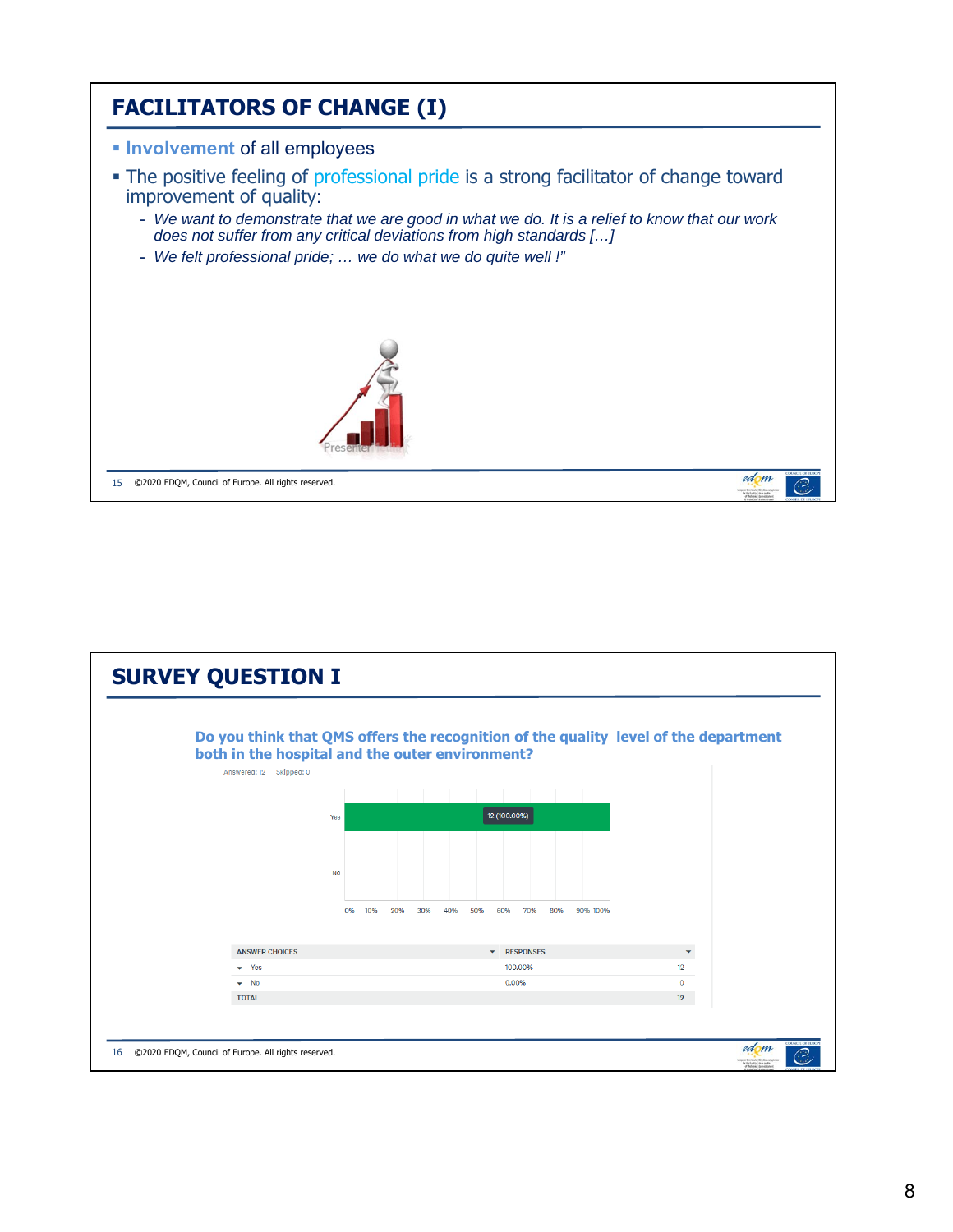## FACILITATORS OF CHANGE (I)

- **Involvement** of all employees
- The positive feeling of professional pride is a strong facilitator of change toward improvement of quality:
  - *We want to demonstrate that we are good in what we do. It is a relief to know that our work does not suffer from any critical deviations from high standards […]*
  - *We felt professional pride; … we do what we do quite well !"*

©2020 EDQM, Council of Europe. All rights reserved.

## SURVEY QUESTION I

**Do you think that QMS offers the recognition of the quality level of the department both in the hospital and the outer environment?**

Answered: 12 Skipped: 0

Yes: 12 (100.00%)

No

0% 10% 20% 30% 40% 50% 60% 70% 80% 90% 100%

| ANSWER CHOICES | RESPONSES | |
|---|---|---|
| Yes | 100.00% | 12 |
| No | 0.00% | 0 |
| TOTAL | | 12 |

©2020 EDQM, Council of Europe. All rights reserved.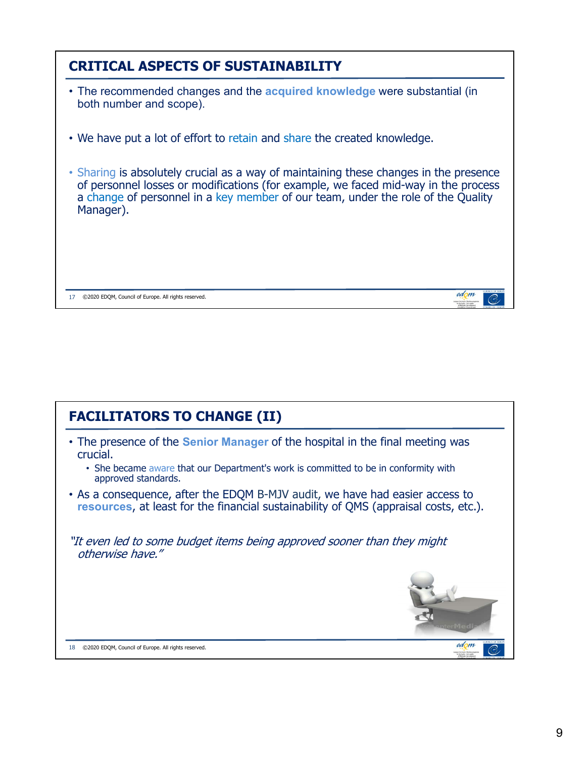## CRITICAL ASPECTS OF SUSTAINABILITY

- The recommended changes and the **acquired knowledge** were substantial (in both number and scope).
- We have put a lot of effort to retain and share the created knowledge.
- Sharing is absolutely crucial as a way of maintaining these changes in the presence of personnel losses or modifications (for example, we faced mid-way in the process a change of personnel in a key member of our team, under the role of the Quality Manager).

## FACILITATORS TO CHANGE (II)

- The presence of the **Senior Manager** of the hospital in the final meeting was crucial.
  - She became aware that our Department's work is committed to be in conformity with approved standards.
- As a consequence, after the EDQM B-MJV audit, we have had easier access to **resources**, at least for the financial sustainability of QMS (appraisal costs, etc.).

*"It even led to some budget items being approved sooner than they might otherwise have."*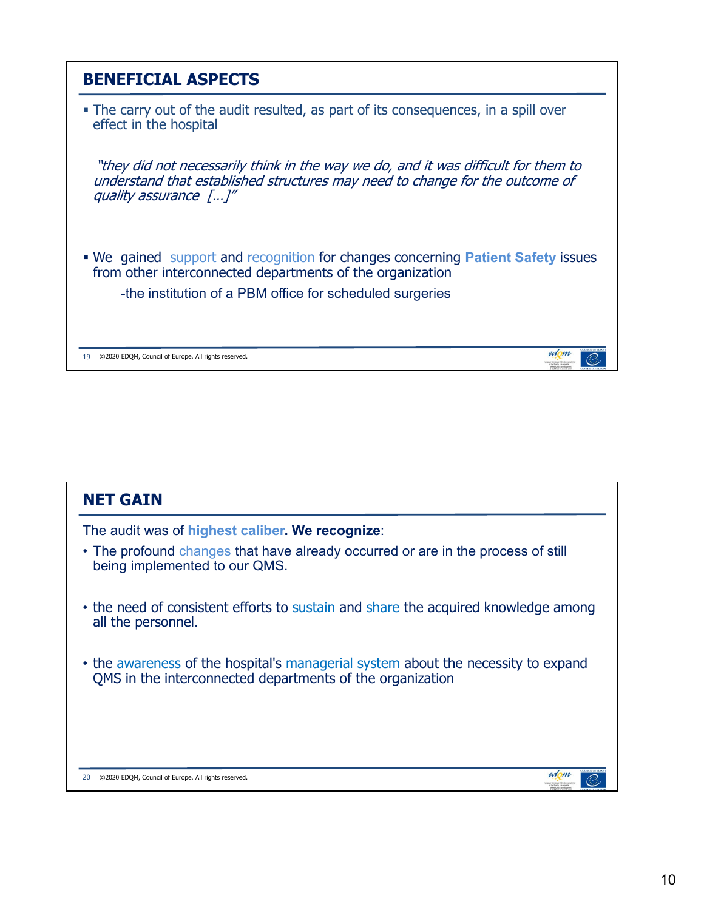## BENEFICIAL ASPECTS

- The carry out of the audit resulted, as part of its consequences, in a spill over effect in the hospital

  *"they did not necessarily think in the way we do, and it was difficult for them to understand that established structures may need to change for the outcome of quality assurance […]"*

- We gained support and recognition for changes concerning **Patient Safety** issues from other interconnected departments of the organization

  -the institution of a PBM office for scheduled surgeries

## NET GAIN

The audit was of **highest caliber**. **We recognize**:

- The profound changes that have already occurred or are in the process of still being implemented to our QMS.
- the need of consistent efforts to sustain and share the acquired knowledge among all the personnel.
- the awareness of the hospital's managerial system about the necessity to expand QMS in the interconnected departments of the organization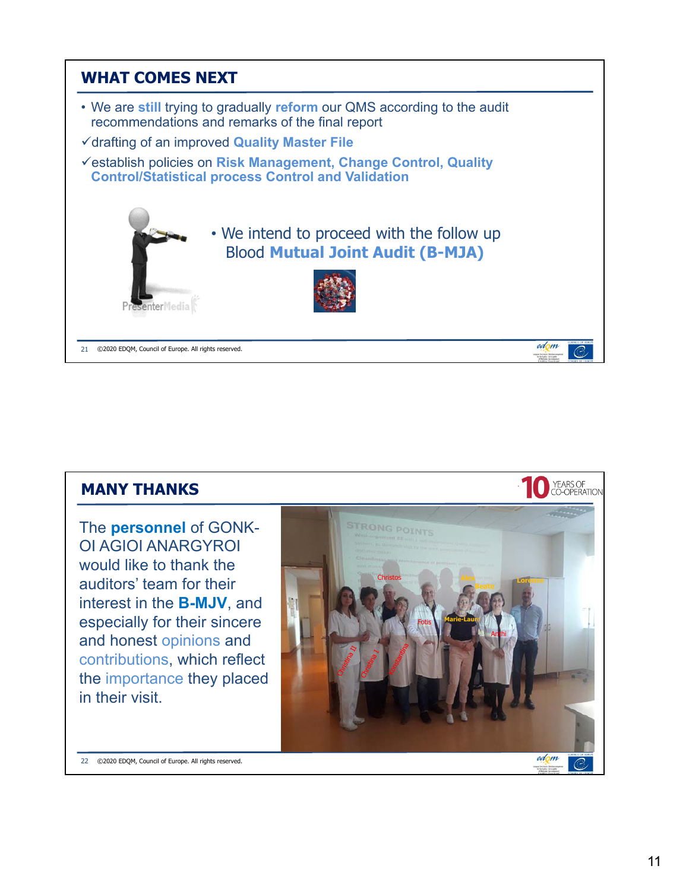## WHAT COMES NEXT

- We are **still** trying to gradually **reform** our QMS according to the audit recommendations and remarks of the final report

✓drafting of an improved **Quality Master File**

✓establish policies on **Risk Management, Change Control, Quality Control/Statistical process Control and Validation**

- We intend to proceed with the follow up Blood **Mutual Joint Audit (B-MJA)**

21 ©2020 EDQM, Council of Europe. All rights reserved.

## MANY THANKS

10 YEARS OF CO-OPERATION

The **personnel** of GONK-OI AGIOI ANARGYROI would like to thank the auditors' team for their interest in the **B-MJV**, and especially for their sincere and honest opinions and contributions, which reflect the importance they placed in their visit.

22 ©2020 EDQM, Council of Europe. All rights reserved.